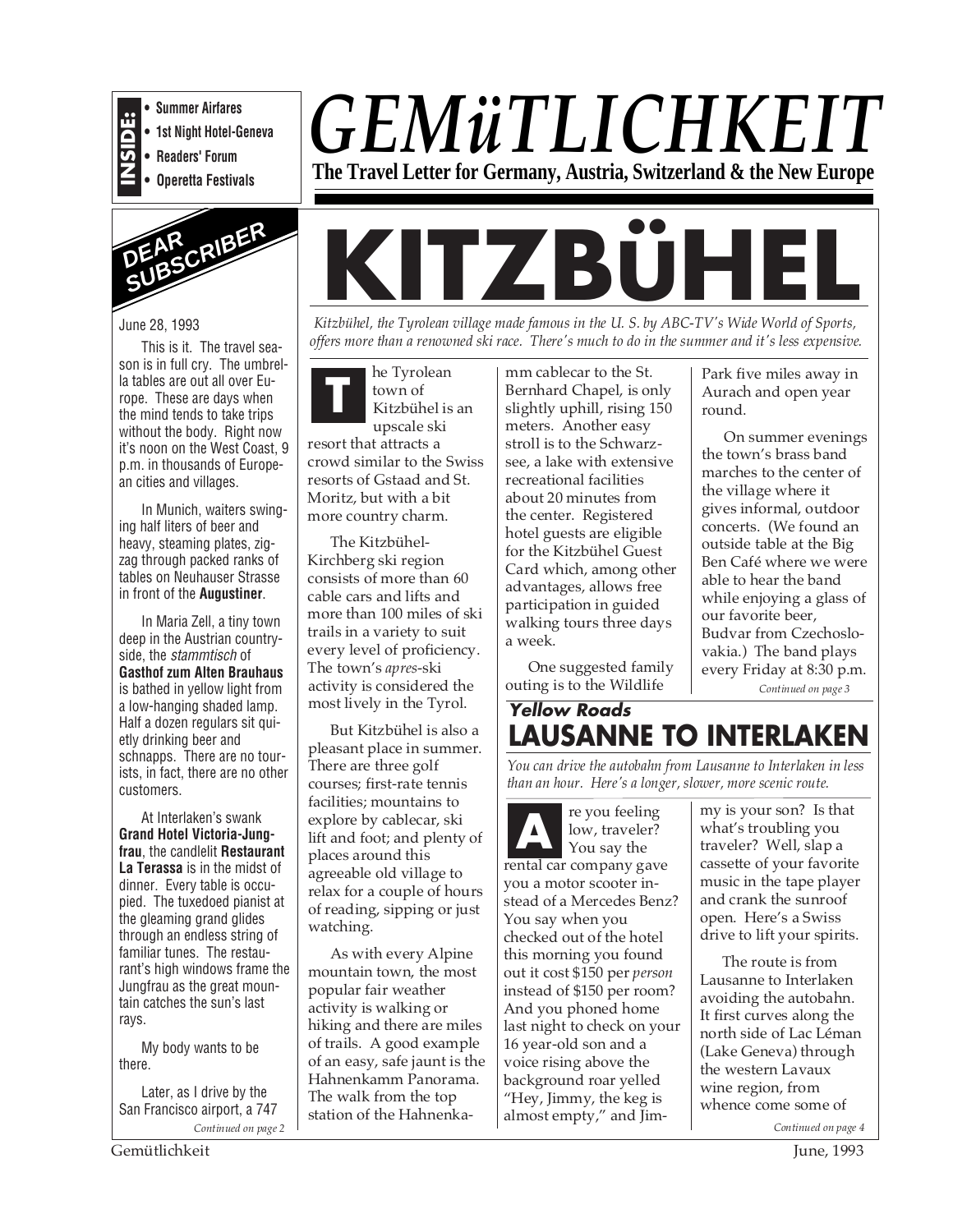**INSIDE:**
- Summer Airfares
- 1st Night Hotel-Geneva
- Readers' Forum
- Operetta Festivals

# *GEMüTLICHKEIT*

**The Travel Letter for Germany, Austria, Switzerland & the New Europe**

## DEAR SUBSCRIBER

June 28, 1993

This is it. The travel season is in full cry. The umbrella tables are out all over Europe. These are days when the mind tends to take trips without the body. Right now it's noon on the West Coast, 9 p.m. in thousands of European cities and villages.

In Munich, waiters swinging half liters of beer and heavy, steaming plates, zigzag through packed ranks of tables on Neuhauser Strasse in front of the **Augustiner**.

In Maria Zell, a tiny town deep in the Austrian countryside, the *stammtisch* of **Gasthof zum Alten Brauhaus** is bathed in yellow light from a low-hanging shaded lamp. Half a dozen regulars sit quietly drinking beer and schnapps. There are no tourists, in fact, there are no other customers.

At Interlaken's swank **Grand Hotel Victoria-Jungfrau**, the candlelit **Restaurant La Terassa** is in the midst of dinner. Every table is occupied. The tuxedoed pianist at the gleaming grand glides through an endless string of familiar tunes. The restaurant's high windows frame the Jungfrau as the great mountain catches the sun's last rays.

My body wants to be there.

Later, as I drive by the San Francisco airport, a 747

*Continued on page 2*

# KITZBÜHEL

*Kitzbühel, the Tyrolean village made famous in the U. S. by ABC-TV's Wide World of Sports, offers more than a renowned ski race. There's much to do in the summer and it's less expensive.*

The Tyrolean town of Kitzbühel is an upscale ski resort that attracts a crowd similar to the Swiss resorts of Gstaad and St. Moritz, but with a bit more country charm.

The Kitzbühel-Kirchberg ski region consists of more than 60 cable cars and lifts and more than 100 miles of ski trails in a variety to suit every level of proficiency. The town's *apres*-ski activity is considered the most lively in the Tyrol.

But Kitzbühel is also a pleasant place in summer. There are three golf courses; first-rate tennis facilities; mountains to explore by cablecar, ski lift and foot; and plenty of places around this agreeable old village to relax for a couple of hours of reading, sipping or just watching.

As with every Alpine mountain town, the most popular fair weather activity is walking or hiking and there are miles of trails. A good example of an easy, safe jaunt is the Hahnenkamm Panorama. The walk from the top station of the Hahnenkamm cablecar to the St. Bernhard Chapel, is only slightly uphill, rising 150 meters. Another easy stroll is to the Schwarzsee, a lake with extensive recreational facilities about 20 minutes from the center. Registered hotel guests are eligible for the Kitzbühel Guest Card which, among other advantages, allows free participation in guided walking tours three days a week.

One suggested family outing is to the Wildlife Park five miles away in Aurach and open year round.

On summer evenings the town's brass band marches to the center of the village where it gives informal, outdoor concerts. (We found an outside table at the Big Ben Café where we were able to hear the band while enjoying a glass of our favorite beer, Budvar from Czechoslovakia.) The band plays every Friday at 8:30 p.m.

*Continued on page 3*

### *Yellow Roads*
## LAUSANNE TO INTERLAKEN

*You can drive the autobahn from Lausanne to Interlaken in less than an hour. Here's a longer, slower, more scenic route.*

Are you feeling low, traveler? You say the rental car company gave you a motor scooter instead of a Mercedes Benz? You say when you checked out of the hotel this morning you found out it cost $150 per *person* instead of $150 per room? And you phoned home last night to check on your 16 year-old son and a voice rising above the background roar yelled "Hey, Jimmy, the keg is almost empty," and Jimmy is your son? Is that what's troubling you traveler? Well, slap a cassette of your favorite music in the tape player and crank the sunroof open. Here's a Swiss drive to lift your spirits.

The route is from Lausanne to Interlaken avoiding the autobahn. It first curves along the north side of Lac Léman (Lake Geneva) through the western Lavaux wine region, from whence come some of

*Continued on page 4*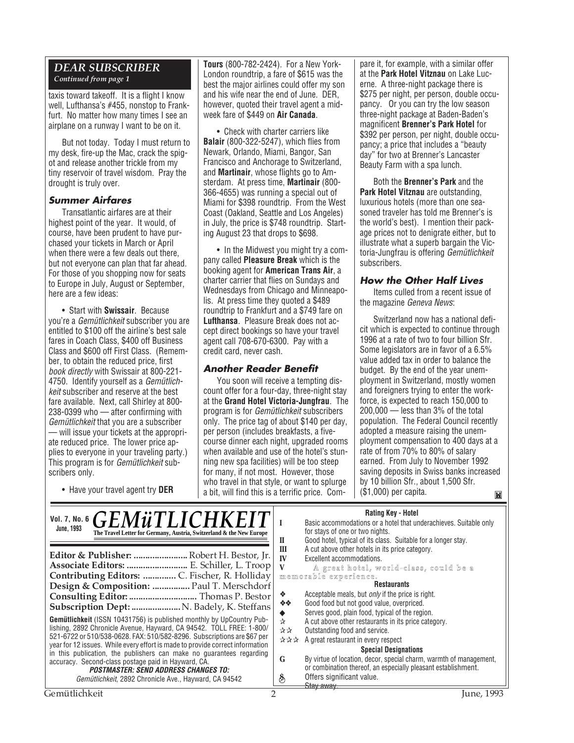## DEAR SUBSCRIBER

*Continued from page 1*

taxis toward takeoff. It is a flight I know well, Lufthansa's #455, nonstop to Frankfurt. No matter how many times I see an airplane on a runway I want to be on it.

But not today. Today I must return to my desk, fire-up the Mac, crack the spigot and release another trickle from my tiny reservoir of travel wisdom. Pray the drought is truly over.

### Summer Airfares

Transatlantic airfares are at their highest point of the year. It would, of course, have been prudent to have purchased your tickets in March or April when there were a few deals out there, but not everyone can plan that far ahead. For those of you shopping now for seats to Europe in July, August or September, here are a few ideas:

• Start with **Swissair**. Because you're a *Gemütlichkeit* subscriber you are entitled to $100 off the airline's best sale fares in Coach Class, $400 off Business Class and $600 off First Class. (Remember, to obtain the reduced price, first *book directly* with Swissair at 800-221-4750. Identify yourself as a *Gemütlichkeit* subscriber and reserve at the best fare available. Next, call Shirley at 800-238-0399 who — after confirming with *Gemütlichkeit* that you are a subscriber — will issue your tickets at the appropriate reduced price. The lower price applies to everyone in your traveling party.) This program is for *Gemütlichkeit* subscribers only.

• Have your travel agent try **DER Tours** (800-782-2424). For a New York-London roundtrip, a fare of $615 was the best the major airlines could offer my son and his wife near the end of June. DER, however, quoted their travel agent a mid-week fare of $449 on **Air Canada**.

• Check with charter carriers like **Balair** (800-322-5247), which flies from Newark, Orlando, Miami, Bangor, San Francisco and Anchorage to Switzerland, and **Martinair**, whose flights go to Amsterdam. At press time, **Martinair** (800-366-4655) was running a special out of Miami for $398 roundtrip. From the West Coast (Oakland, Seattle and Los Angeles) in July, the price is $748 roundtrip. Starting August 23 that drops to $698.

• In the Midwest you might try a company called **Pleasure Break** which is the booking agent for **American Trans Air**, a charter carrier that flies on Sundays and Wednesdays from Chicago and Minneapolis. At press time they quoted a $489 roundtrip to Frankfurt and a $749 fare on **Lufthansa**. Pleasure Break does not accept direct bookings so have your travel agent call 708-670-6300. Pay with a credit card, never cash.

### Another Reader Benefit

You soon will receive a tempting discount offer for a four-day, three-night stay at the **Grand Hotel Victoria-Jungfrau**. The program is for *Gemütlichkeit* subscribers only. The price tag of about $140 per day, per person (includes breakfasts, a five-course dinner each night, upgraded rooms when available and use of the hotel's stunning new spa facilities) will be too steep for many, if not most. However, those who travel in that style, or want to splurge a bit, will find this is a terrific price. Compare it, for example, with a similar offer at the **Park Hotel Vitznau** on Lake Lucerne. A three-night package there is $275 per night, per person, double occupancy. Or you can try the low season three-night package at Baden-Baden's magnificent **Brenner's Park Hotel** for $392 per person, per night, double occupancy; a price that includes a "beauty day" for two at Brenner's Lancaster Beauty Farm with a spa lunch.

Both the **Brenner's Park** and the **Park Hotel Vitznau** are outstanding, luxurious hotels (more than one seasoned traveler has told me Brenner's is the world's best). I mention their package prices not to denigrate either, but to illustrate what a superb bargain the Victoria-Jungfrau is offering *Gemütlichkeit* subscribers.

### How the Other Half Lives

Items culled from a recent issue of the magazine *Geneva News*:

Switzerland now has a national deficit which is expected to continue through 1996 at a rate of two to four billion Sfr. Some legislators are in favor of a 6.5% value added tax in order to balance the budget. By the end of the year unemployment in Switzerland, mostly women and foreigners trying to enter the workforce, is expected to reach 150,000 to 200,000 — less than 3% of the total population. The Federal Council recently adopted a measure raising the unemployment compensation to 400 days at a rate of from 70% to 80% of salary earned. From July to November 1992 saving deposits in Swiss banks increased by 10 billion Sfr., about 1,500 Sfr. ($1,000) per capita.

---

**Vol. 7, No. 6, June, 1993** — **GEMüTLICHKEIT** — The Travel Letter for Germany, Austria, Switzerland & the New Europe

**Editor & Publisher:** Robert H. Bestor, Jr.
**Associate Editors:** E. Schiller, L. Troop
**Contributing Editors:** C. Fischer, R. Holliday
**Design & Composition:** Paul T. Merschdorf
**Consulting Editor:** Thomas P. Bestor
**Subscription Dept:** N. Badely, K. Steffans

**Gemütlichkeit** (ISSN 10431756) is published monthly by UpCountry Publishing, 2892 Chronicle Avenue, Hayward, CA 94542. TOLL FREE: 1-800/521-6722 or 510/538-0628. FAX: 510/582-8296. Subscriptions are $67 per year for 12 issues. While every effort is made to provide correct information in this publication, the publishers can make no guarantees regarding accuracy. Second-class postage paid in Hayward, CA.

***POSTMASTER: SEND ADDRESS CHANGES TO:***
*Gemütlichkeit*, 2892 Chronicle Ave., Hayward, CA 94542

**Rating Key - Hotel**

| | |
|---|---|
| I | Basic accommodations or a hotel that underachieves. Suitable only for stays of one or two nights. |
| II | Good hotel, typical of its class. Suitable for a longer stay. |
| III | A cut above other hotels in its price category. |
| IV | Excellent accommodations. |
| V | A great hotel, world-class, could be a memorable experience. |

**Restaurants**

| | |
|---|---|
| ❖ | Acceptable meals, but *only* if the price is right. |
| ❖❖ | Good food but not good value, overpriced. |
| ◆ | Serves good, plain food, typical of the region. |
| ☆ | A cut above other restaurants in its price category. |
| ☆☆ | Outstanding food and service. |
| ☆☆☆ | A great restaurant in every respect |

**Special Designations**

| | |
|---|---|
| G | By virtue of location, decor, special charm, warmth of management, or combination thereof, an especially pleasant establishment. |
| $ | Offers significant value. |
| | ~~Stay away.~~ |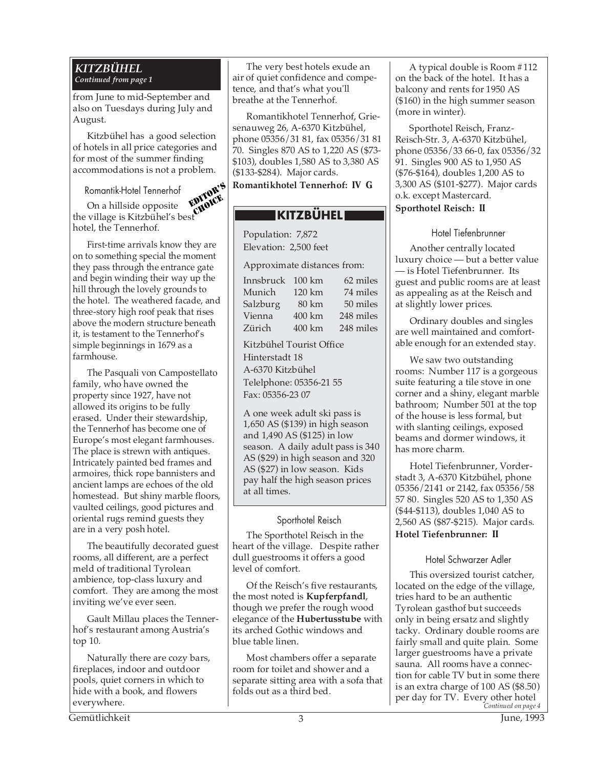## *KITZBÜHEL*

*Continued from page 1*

from June to mid-September and also on Tuesdays during July and August.

Kitzbühel has a good selection of hotels in all price categories and for most of the summer finding accommodations is not a problem.

### Romantik-Hotel Tennerhof

EDITOR'S CHOICE

On a hillside opposite the village is Kitzbühel's best hotel, the Tennerhof.

First-time arrivals know they are on to something special the moment they pass through the entrance gate and begin winding their way up the hill through the lovely grounds to the hotel. The weathered facade, and three-story high roof peak that rises above the modern structure beneath it, is testament to the Tennerhof's simple beginnings in 1679 as a farmhouse.

The Pasquali von Campostellato family, who have owned the property since 1927, have not allowed its origins to be fully erased. Under their stewardship, the Tennerhof has become one of Europe's most elegant farmhouses. The place is strewn with antiques. Intricately painted bed frames and armoires, thick rope bannisters and ancient lamps are echoes of the old homestead. But shiny marble floors, vaulted ceilings, good pictures and oriental rugs remind guests they are in a very posh hotel.

The beautifully decorated guest rooms, all different, are a perfect meld of traditional Tyrolean ambience, top-class luxury and comfort. They are among the most inviting we've ever seen.

Gault Millau places the Tennerhof's restaurant among Austria's top 10.

Naturally there are cozy bars, fireplaces, indoor and outdoor pools, quiet corners in which to hide with a book, and flowers everywhere.

The very best hotels exude an air of quiet confidence and competence, and that's what you'll breathe at the Tennerhof.

Romantikhotel Tennerhof, Griesenauweg 26, A-6370 Kitzbühel, phone 05356/31 81, fax 05356/31 81 70. Singles 870 AS to 1,220 AS ($73-$103), doubles 1,580 AS to 3,380 AS ($133-$284). Major cards.

**Romantikhotel Tennerhof: IV G**

### KITZBÜHEL

Population: 7,872
Elevation: 2,500 feet

Approximate distances from:

| | | |
|---|---|---|
| Innsbruck | 100 km | 62 miles |
| Munich | 120 km | 74 miles |
| Salzburg | 80 km | 50 miles |
| Vienna | 400 km | 248 miles |
| Zürich | 400 km | 248 miles |

Kitzbühel Tourist Office
Hinterstadt 18
A-6370 Kitzbühel
Telelphone: 05356-21 55
Fax: 05356-23 07

A one week adult ski pass is 1,650 AS ($139) in high season and 1,490 AS ($125) in low season. A daily adult pass is 340 AS ($29) in high season and 320 AS ($27) in low season. Kids pay half the high season prices at all times.

### Sporthotel Reisch

The Sporthotel Reisch in the heart of the village. Despite rather dull guestrooms it offers a good level of comfort.

Of the Reisch's five restaurants, the most noted is **Kupferpfandl**, though we prefer the rough wood elegance of the **Hubertusstube** with its arched Gothic windows and blue table linen.

Most chambers offer a separate room for toilet and shower and a separate sitting area with a sofa that folds out as a third bed.

A typical double is Room #112 on the back of the hotel. It has a balcony and rents for 1950 AS ($160) in the high summer season (more in winter).

Sporthotel Reisch, Franz-Reisch-Str. 3, A-6370 Kitzbühel, phone 05356/33 66-0, fax 05356/32 91. Singles 900 AS to 1,950 AS ($76-$164), doubles 1,200 AS to 3,300 AS ($101-$277). Major cards o.k. except Mastercard.

**Sporthotel Reisch: II**

### Hotel Tiefenbrunner

Another centrally located luxury choice — but a better value — is Hotel Tiefenbrunner. Its guest and public rooms are at least as appealing as at the Reisch and at slightly lower prices.

Ordinary doubles and singles are well maintained and comfortable enough for an extended stay.

We saw two outstanding rooms: Number 117 is a gorgeous suite featuring a tile stove in one corner and a shiny, elegant marble bathroom; Number 501 at the top of the house is less formal, but with slanting ceilings, exposed beams and dormer windows, it has more charm.

Hotel Tiefenbrunner, Vorderstadt 3, A-6370 Kitzbühel, phone 05356/2141 or 2142, fax 05356/58 57 80. Singles 520 AS to 1,350 AS ($44-$113), doubles 1,040 AS to 2,560 AS ($87-$215). Major cards.

**Hotel Tiefenbrunner: II**

### Hotel Schwarzer Adler

This oversized tourist catcher, located on the edge of the village, tries hard to be an authentic Tyrolean gasthof but succeeds only in being ersatz and slightly tacky. Ordinary double rooms are fairly small and quite plain. Some larger guestrooms have a private sauna. All rooms have a connection for cable TV but in some there is an extra charge of 100 AS ($8.50) per day for TV. Every other hotel

*Continued on page 4*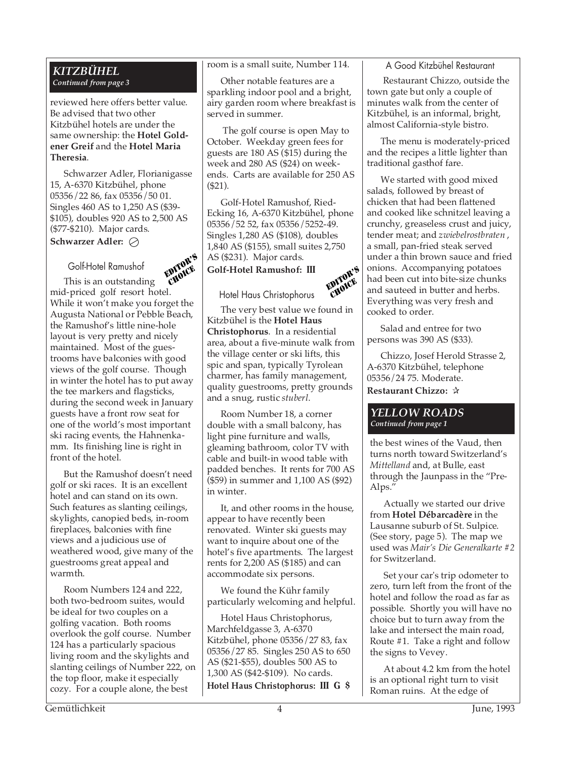## *KITZBÜHEL*

*Continued from page 3*

reviewed here offers better value. Be advised that two other Kitzbühel hotels are under the same ownership: the **Hotel Goldener Greif** and the **Hotel Maria Theresia**.

Schwarzer Adler, Florianigasse 15, A-6370 Kitzbühel, phone 05356/22 86, fax 05356/50 01. Singles 460 AS to 1,250 AS ($39-$105), doubles 920 AS to 2,500 AS ($77-$210). Major cards.

**Schwarzer Adler:** ⊘

### Golf-Hotel Ramushof

EDITOR'S CHOICE

This is an outstanding mid-priced golf resort hotel. While it won't make you forget the Augusta National or Pebble Beach, the Ramushof's little nine-hole layout is very pretty and nicely maintained. Most of the guestrooms have balconies with good views of the golf course. Though in winter the hotel has to put away the tee markers and flagsticks, during the second week in January guests have a front row seat for one of the world's most important ski racing events, the Hahnenkamm. Its finishing line is right in front of the hotel.

But the Ramushof doesn't need golf or ski races. It is an excellent hotel and can stand on its own. Such features as slanting ceilings, skylights, canopied beds, in-room fireplaces, balconies with fine views and a judicious use of weathered wood, give many of the guestrooms great appeal and warmth.

Room Numbers 124 and 222, both two-bedroom suites, would be ideal for two couples on a golfing vacation. Both rooms overlook the golf course. Number 124 has a particularly spacious living room and the skylights and slanting ceilings of Number 222, on the top floor, make it especially cozy. For a couple alone, the best room is a small suite, Number 114.

Other notable features are a sparkling indoor pool and a bright, airy garden room where breakfast is served in summer.

The golf course is open May to October. Weekday green fees for guests are 180 AS ($15) during the week and 280 AS ($24) on weekends. Carts are available for 250 AS ($21).

Golf-Hotel Ramushof, Ried-Ecking 16, A-6370 Kitzbühel, phone 05356/52 52, fax 05356/5252-49. Singles 1,280 AS ($108), doubles 1,840 AS ($155), small suites 2,750 AS ($231). Major cards.

**Golf-Hotel Ramushof: III**

### Hotel Haus Christophorus

EDITOR'S CHOICE

The very best value we found in Kitzbühel is the **Hotel Haus Christophorus**. In a residential area, about a five-minute walk from the village center or ski lifts, this spic and span, typically Tyrolean charmer, has family management, quality guestrooms, pretty grounds and a snug, rustic *stuberl*.

Room Number 18, a corner double with a small balcony, has light pine furniture and walls, gleaming bathroom, color TV with cable and built-in wood table with padded benches. It rents for 700 AS ($59) in summer and 1,100 AS ($92) in winter.

It, and other rooms in the house, appear to have recently been renovated. Winter ski guests may want to inquire about one of the hotel's five apartments. The largest rents for 2,200 AS ($185) and can accommodate six persons.

We found the Kühr family particularly welcoming and helpful.

Hotel Haus Christophorus, Marchfeldgasse 3, A-6370 Kitzbühel, phone 05356/27 83, fax 05356/27 85. Singles 250 AS to 650 AS ($21-$55), doubles 500 AS to 1,300 AS ($42-$109). No cards.

**Hotel Haus Christophorus: III G $**

### A Good Kitzbühel Restaurant

Restaurant Chizzo, outside the town gate but only a couple of minutes walk from the center of Kitzbühel, is an informal, bright, almost California-style bistro.

The menu is moderately-priced and the recipes a little lighter than traditional gasthof fare.

We started with good mixed salads, followed by breast of chicken that had been flattened and cooked like schnitzel leaving a crunchy, greaseless crust and juicy, tender meat; and *zwiebelrostbraten*, a small, pan-fried steak served under a thin brown sauce and fried onions. Accompanying potatoes had been cut into bite-size chunks and sauteed in butter and herbs. Everything was very fresh and cooked to order.

Salad and entree for two persons was 390 AS ($33).

Chizzo, Josef Herold Strasse 2, A-6370 Kitzbühel, telephone 05356/24 75. Moderate.

**Restaurant Chizzo:** ☆

## *YELLOW ROADS*

*Continued from page 1*

the best wines of the Vaud, then turns north toward Switzerland's *Mittelland* and, at Bulle, east through the Jaunpass in the "Pre-Alps."

Actually we started our drive from **Hotel Débarcadère** in the Lausanne suburb of St. Sulpice. (See story, page 5). The map we used was *Mair's Die Generalkarte #2* for Switzerland.

Set your car's trip odometer to zero, turn left from the front of the hotel and follow the road as far as possible. Shortly you will have no choice but to turn away from the lake and intersect the main road, Route #1. Take a right and follow the signs to Vevey.

At about 4.2 km from the hotel is an optional right turn to visit Roman ruins. At the edge of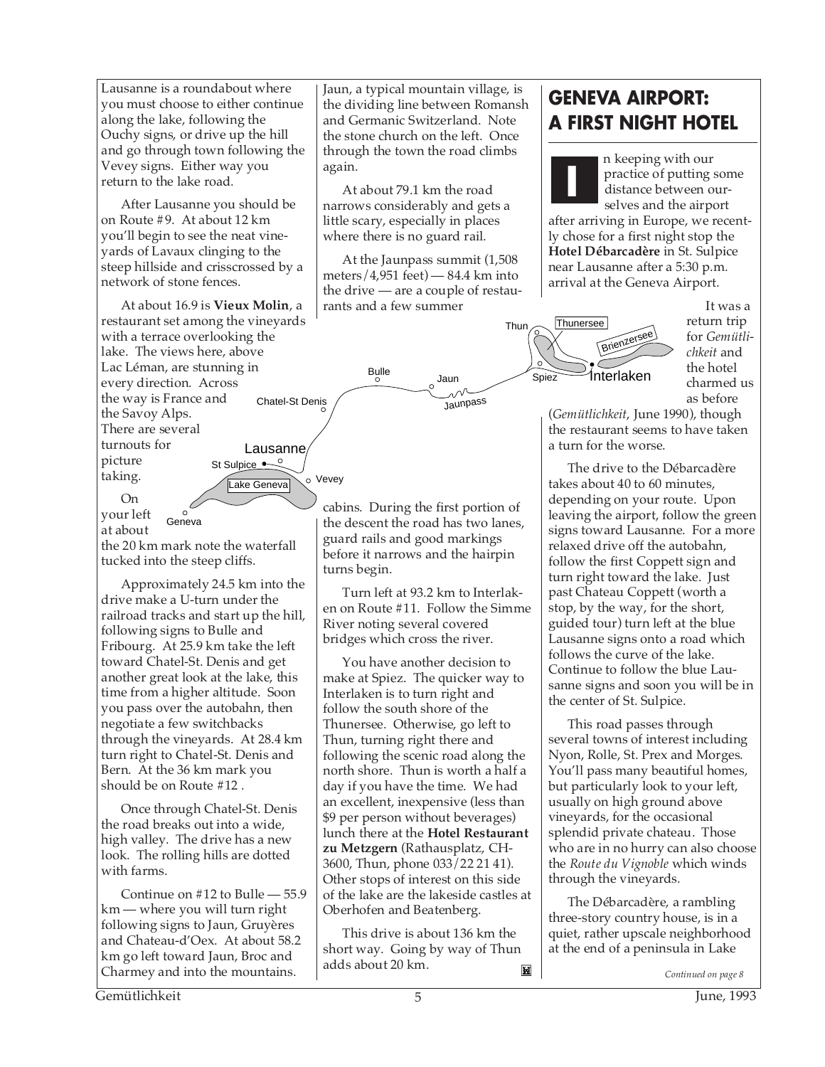Lausanne is a roundabout where you must choose to either continue along the lake, following the Ouchy signs, or drive up the hill and go through town following the Vevey signs. Either way you return to the lake road.

After Lausanne you should be on Route #9. At about 12 km you'll begin to see the neat vineyards of Lavaux clinging to the steep hillside and crisscrossed by a network of stone fences.

At about 16.9 is **Vieux Molin**, a restaurant set among the vineyards with a terrace overlooking the lake. The views here, above Lac Léman, are stunning in every direction. Across the way is France and the Savoy Alps. There are several turnouts for picture taking.

On your left at about the 20 km mark note the waterfall tucked into the steep cliffs.

Approximately 24.5 km into the drive make a U-turn under the railroad tracks and start up the hill, following signs to Bulle and Fribourg. At 25.9 km take the left toward Chatel-St. Denis and get another great look at the lake, this time from a higher altitude. Soon you pass over the autobahn, then negotiate a few switchbacks through the vineyards. At 28.4 km turn right to Chatel-St. Denis and Bern. At the 36 km mark you should be on Route #12 .

Once through Chatel-St. Denis the road breaks out into a wide, high valley. The drive has a new look. The rolling hills are dotted with farms.

Continue on #12 to Bulle — 55.9 km — where you will turn right following signs to Jaun, Gruyères and Chateau-d'Oex. At about 58.2 km go left toward Jaun, Broc and Charmey and into the mountains.

Jaun, a typical mountain village, is the dividing line between Romansh and Germanic Switzerland. Note the stone church on the left. Once through the town the road climbs again.

At about 79.1 km the road narrows considerably and gets a little scary, especially in places where there is no guard rail.

At the Jaunpass summit (1,508 meters/4,951 feet) — 84.4 km into the drive — are a couple of restaurants and a few summer cabins. During the first portion of the descent the road has two lanes, guard rails and good markings before it narrows and the hairpin turns begin.

Turn left at 93.2 km to Interlaken on Route #11. Follow the Simme River noting several covered bridges which cross the river.

You have another decision to make at Spiez. The quicker way to Interlaken is to turn right and follow the south shore of the Thunersee. Otherwise, go left to Thun, turning right there and following the scenic road along the north shore. Thun is worth a half a day if you have the time. We had an excellent, inexpensive (less than $9 per person without beverages) lunch there at the **Hotel Restaurant zu Metzgern** (Rathausplatz, CH-3600, Thun, phone 033/22 21 41). Other stops of interest on this side of the lake are the lakeside castles at Oberhofen and Beatenberg.

This drive is about 136 km the short way. Going by way of Thun adds about 20 km.

Thun · Thunersee · Brienzersee · Spiez · Interlaken · Bulle · Jaun · Jaunpass · Chatel-St Denis · Lausanne · St Sulpice · Vevey · Lake Geneva · Geneva

# GENEVA AIRPORT: A FIRST NIGHT HOTEL

In keeping with our practice of putting some distance between ourselves and the airport after arriving in Europe, we recently chose for a first night stop the **Hotel Débarcadère** in St. Sulpice near Lausanne after a 5:30 p.m. arrival at the Geneva Airport.

It was a return trip for *Gemütlichkeit* and the hotel charmed us as before (*Gemütlichkeit*, June 1990), though the restaurant seems to have taken a turn for the worse.

The drive to the Débarcadère takes about 40 to 60 minutes, depending on your route. Upon leaving the airport, follow the green signs toward Lausanne. For a more relaxed drive off the autobahn, follow the first Coppett sign and turn right toward the lake. Just past Chateau Coppett (worth a stop, by the way, for the short, guided tour) turn left at the blue Lausanne signs onto a road which follows the curve of the lake. Continue to follow the blue Lausanne signs and soon you will be in the center of St. Sulpice.

This road passes through several towns of interest including Nyon, Rolle, St. Prex and Morges. You'll pass many beautiful homes, but particularly look to your left, usually on high ground above vineyards, for the occasional splendid private chateau. Those who are in no hurry can also choose the *Route du Vignoble* which winds through the vineyards.

The Débarcadère, a rambling three-story country house, is in a quiet, rather upscale neighborhood at the end of a peninsula in Lake

*Continued on page 8*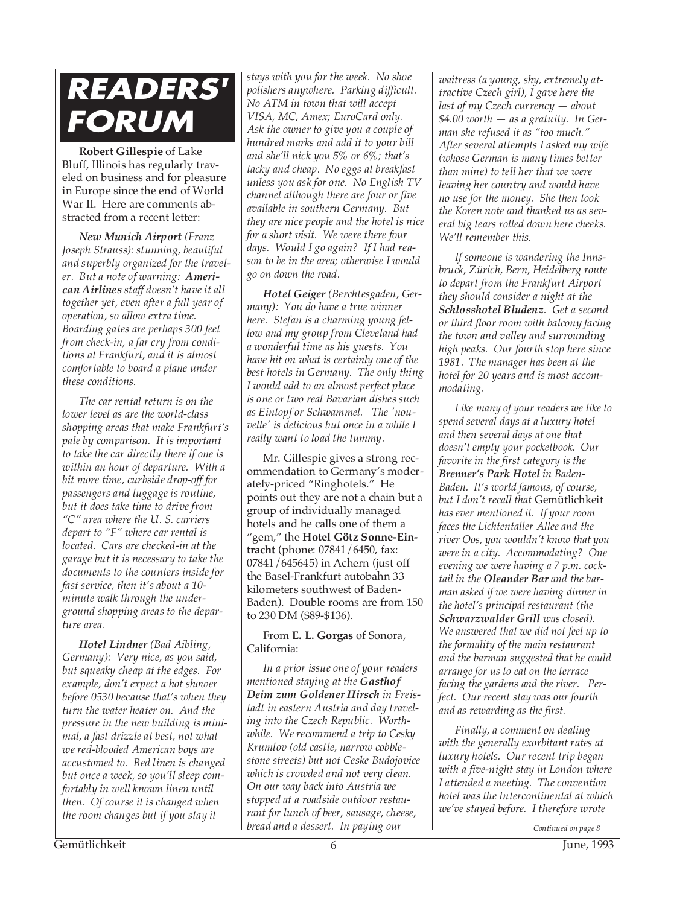# READERS' FORUM

**Robert Gillespie** of Lake Bluff, Illinois has regularly traveled on business and for pleasure in Europe since the end of World War II. Here are comments abstracted from a recent letter:

*New Munich Airport (Franz Joseph Strauss): stunning, beautiful and superbly organized for the traveler. But a note of warning:* ***American Airlines*** *staff doesn't have it all together yet, even after a full year of operation, so allow extra time. Boarding gates are perhaps 300 feet from check-in, a far cry from conditions at Frankfurt, and it is almost comfortable to board a plane under these conditions.*

*The car rental return is on the lower level as are the world-class shopping areas that make Frankfurt's pale by comparison. It is important to take the car directly there if one is within an hour of departure. With a bit more time, curbside drop-off for passengers and luggage is routine, but it does take time to drive from "C" area where the U. S. carriers depart to "F" where car rental is located. Cars are checked-in at the garage but it is necessary to take the documents to the counters inside for fast service, then it's about a 10-minute walk through the underground shopping areas to the departure area.*

***Hotel Lindner*** *(Bad Aibling, Germany): Very nice, as you said, but squeaky cheap at the edges. For example, don't expect a hot shower before 0530 because that's when they turn the water heater on. And the pressure in the new building is minimal, a fast drizzle at best, not what we red-blooded American boys are accustomed to. Bed linen is changed but once a week, so you'll sleep comfortably in well known linen until then. Of course it is changed when the room changes but if you stay it stays with you for the week. No shoe polishers anywhere. Parking difficult. No ATM in town that will accept VISA, MC, Amex; EuroCard only. Ask the owner to give you a couple of hundred marks and add it to your bill and she'll nick you 5% or 6%; that's tacky and cheap. No eggs at breakfast unless you ask for one. No English TV channel although there are four or five available in southern Germany. But they are nice people and the hotel is nice for a short visit. We were there four days. Would I go again? If I had reason to be in the area; otherwise I would go on down the road.*

***Hotel Geiger*** *(Berchtesgaden, Germany): You do have a true winner here. Stefan is a charming young fellow and my group from Cleveland had a wonderful time as his guests. You have hit on what is certainly one of the best hotels in Germany. The only thing I would add to an almost perfect place is one or two real Bavarian dishes such as Eintopf or Schwammel. The 'nouvelle' is delicious but once in a while I really want to load the tummy.*

Mr. Gillespie gives a strong recommendation to Germany's moderately-priced "Ringhotels." He points out they are not a chain but a group of individually managed hotels and he calls one of them a "gem," the **Hotel Götz Sonne-Eintracht** (phone: 07841/6450, fax: 07841/645645) in Achern (just off the Basel-Frankfurt autobahn 33 kilometers southwest of Baden-Baden). Double rooms are from 150 to 230 DM ($89-$136).

From **E. L. Gorgas** of Sonora, California:

*In a prior issue one of your readers mentioned staying at the* ***Gasthof Deim zum Goldener Hirsch*** *in Freistadt in eastern Austria and day traveling into the Czech Republic. Worthwhile. We recommend a trip to Cesky Krumlov (old castle, narrow cobblestone streets) but not Ceske Budojovice which is crowded and not very clean. On our way back into Austria we stopped at a roadside outdoor restaurant for lunch of beer, sausage, cheese, bread and a dessert. In paying our waitress (a young, shy, extremely attractive Czech girl), I gave here the last of my Czech currency — about $4.00 worth — as a gratuity. In German she refused it as "too much." After several attempts I asked my wife (whose German is many times better than mine) to tell her that we were leaving her country and would have no use for the money. She then took the Koren note and thanked us as several big tears rolled down here cheeks. We'll remember this.*

*If someone is wandering the Innsbruck, Zürich, Bern, Heidelberg route to depart from the Frankfurt Airport they should consider a night at the* ***Schlosshotel Bludenz****. Get a second or third floor room with balcony facing the town and valley and surrounding high peaks. Our fourth stop here since 1981. The manager has been at the hotel for 20 years and is most accommodating.*

*Like many of your readers we like to spend several days at a luxury hotel and then several days at one that doesn't empty your pocketbook. Our favorite in the first category is the* ***Brenner's Park Hotel*** *in Baden-Baden. It's world famous, of course, but I don't recall that* Gemütlichkeit *has ever mentioned it. If your room faces the Lichtentaller Allee and the river Oos, you wouldn't know that you were in a city. Accommodating? One evening we were having a 7 p.m. cocktail in the* ***Oleander Bar*** *and the barman asked if we were having dinner in the hotel's principal restaurant (the* ***Schwarzwalder Grill*** *was closed). We answered that we did not feel up to the formality of the main restaurant and the barman suggested that he could arrange for us to eat on the terrace facing the gardens and the river. Perfect. Our recent stay was our fourth and as rewarding as the first.*

*Finally, a comment on dealing with the generally exorbitant rates at luxury hotels. Our recent trip began with a five-night stay in London where I attended a meeting. The convention hotel was the Intercontinental at which we've stayed before. I therefore wrote*

*Continued on page 8*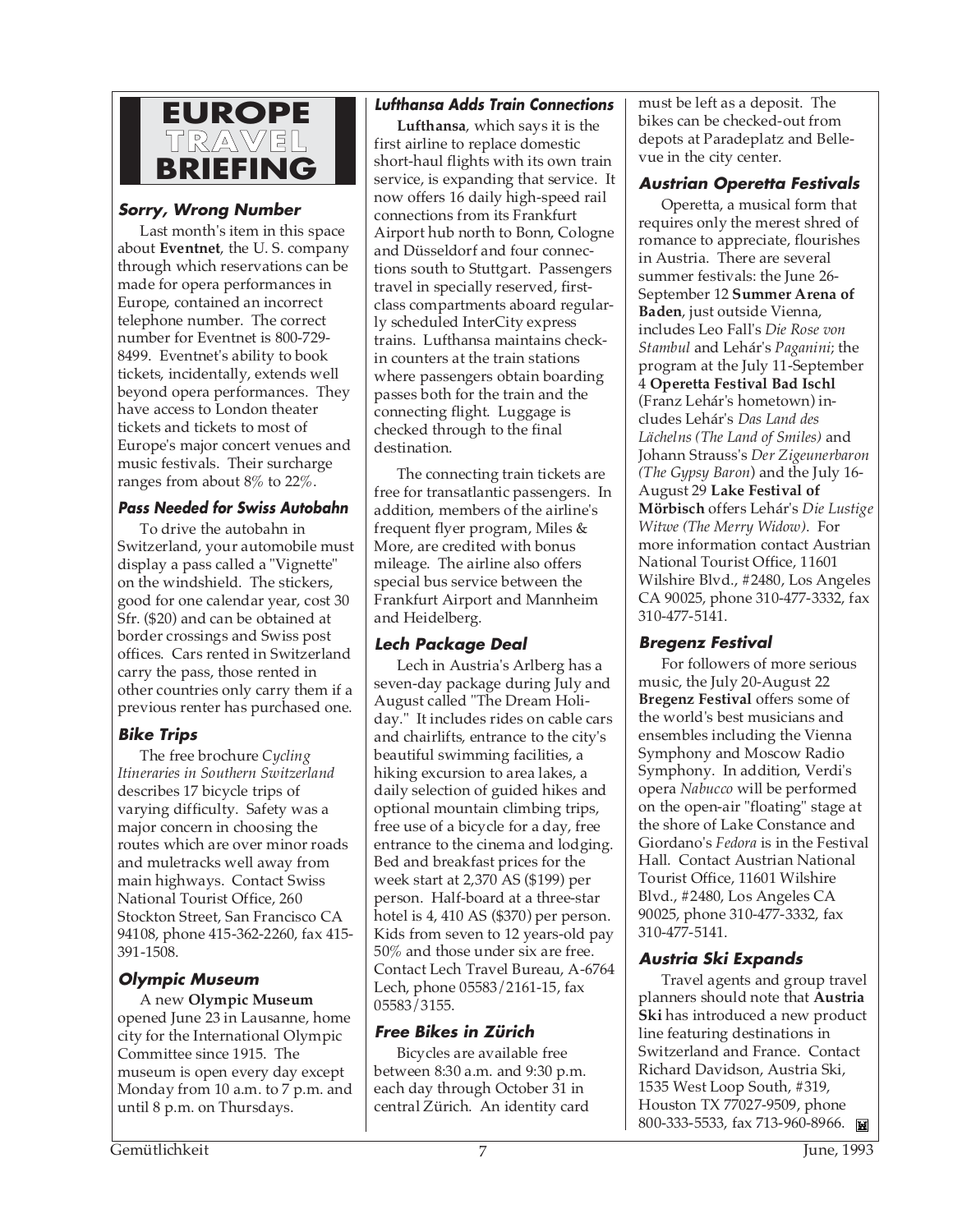# EUROPE TRAVEL BRIEFING

### Sorry, Wrong Number

Last month's item in this space about **Eventnet**, the U. S. company through which reservations can be made for opera performances in Europe, contained an incorrect telephone number. The correct number for Eventnet is 800-729-8499. Eventnet's ability to book tickets, incidentally, extends well beyond opera performances. They have access to London theater tickets and tickets to most of Europe's major concert venues and music festivals. Their surcharge ranges from about 8% to 22%.

### Pass Needed for Swiss Autobahn

To drive the autobahn in Switzerland, your automobile must display a pass called a "Vignette" on the windshield. The stickers, good for one calendar year, cost 30 Sfr. ($20) and can be obtained at border crossings and Swiss post offices. Cars rented in Switzerland carry the pass, those rented in other countries only carry them if a previous renter has purchased one.

### Bike Trips

The free brochure *Cycling Itineraries in Southern Switzerland* describes 17 bicycle trips of varying difficulty. Safety was a major concern in choosing the routes which are over minor roads and muletracks well away from main highways. Contact Swiss National Tourist Office, 260 Stockton Street, San Francisco CA 94108, phone 415-362-2260, fax 415-391-1508.

### Olympic Museum

A new **Olympic Museum** opened June 23 in Lausanne, home city for the International Olympic Committee since 1915. The museum is open every day except Monday from 10 a.m. to 7 p.m. and until 8 p.m. on Thursdays.

### Lufthansa Adds Train Connections

**Lufthansa**, which says it is the first airline to replace domestic short-haul flights with its own train service, is expanding that service. It now offers 16 daily high-speed rail connections from its Frankfurt Airport hub north to Bonn, Cologne and Düsseldorf and four connections south to Stuttgart. Passengers travel in specially reserved, first-class compartments aboard regularly scheduled InterCity express trains. Lufthansa maintains check-in counters at the train stations where passengers obtain boarding passes both for the train and the connecting flight. Luggage is checked through to the final destination.

The connecting train tickets are free for transatlantic passengers. In addition, members of the airline's frequent flyer program, Miles & More, are credited with bonus mileage. The airline also offers special bus service between the Frankfurt Airport and Mannheim and Heidelberg.

### Lech Package Deal

Lech in Austria's Arlberg has a seven-day package during July and August called "The Dream Holiday." It includes rides on cable cars and chairlifts, entrance to the city's beautiful swimming facilities, a hiking excursion to area lakes, a daily selection of guided hikes and optional mountain climbing trips, free use of a bicycle for a day, free entrance to the cinema and lodging. Bed and breakfast prices for the week start at 2,370 AS ($199) per person. Half-board at a three-star hotel is 4, 410 AS ($370) per person. Kids from seven to 12 years-old pay 50% and those under six are free. Contact Lech Travel Bureau, A-6764 Lech, phone 05583/2161-15, fax 05583/3155.

### Free Bikes in Zürich

Bicycles are available free between 8:30 a.m. and 9:30 p.m. each day through October 31 in central Zürich. An identity card must be left as a deposit. The bikes can be checked-out from depots at Paradeplatz and Bellevue in the city center.

### Austrian Operetta Festivals

Operetta, a musical form that requires only the merest shred of romance to appreciate, flourishes in Austria. There are several summer festivals: the June 26-September 12 **Summer Arena of Baden**, just outside Vienna, includes Leo Fall's *Die Rose von Stambul* and Lehár's *Paganini*; the program at the July 11-September 4 **Operetta Festival Bad Ischl** (Franz Lehár's hometown) includes Lehár's *Das Land des Lächelns (The Land of Smiles)* and Johann Strauss's *Der Zigeunerbaron (The Gypsy Baron)* and the July 16-August 29 **Lake Festival of Mörbisch** offers Lehár's *Die Lustige Witwe (The Merry Widow)*. For more information contact Austrian National Tourist Office, 11601 Wilshire Blvd., #2480, Los Angeles CA 90025, phone 310-477-3332, fax 310-477-5141.

### Bregenz Festival

For followers of more serious music, the July 20-August 22 **Bregenz Festival** offers some of the world's best musicians and ensembles including the Vienna Symphony and Moscow Radio Symphony. In addition, Verdi's opera *Nabucco* will be performed on the open-air "floating" stage at the shore of Lake Constance and Giordano's *Fedora* is in the Festival Hall. Contact Austrian National Tourist Office, 11601 Wilshire Blvd., #2480, Los Angeles CA 90025, phone 310-477-3332, fax 310-477-5141.

### Austria Ski Expands

Travel agents and group travel planners should note that **Austria Ski** has introduced a new product line featuring destinations in Switzerland and France. Contact Richard Davidson, Austria Ski, 1535 West Loop South, #319, Houston TX 77027-9509, phone 800-333-5533, fax 713-960-8966.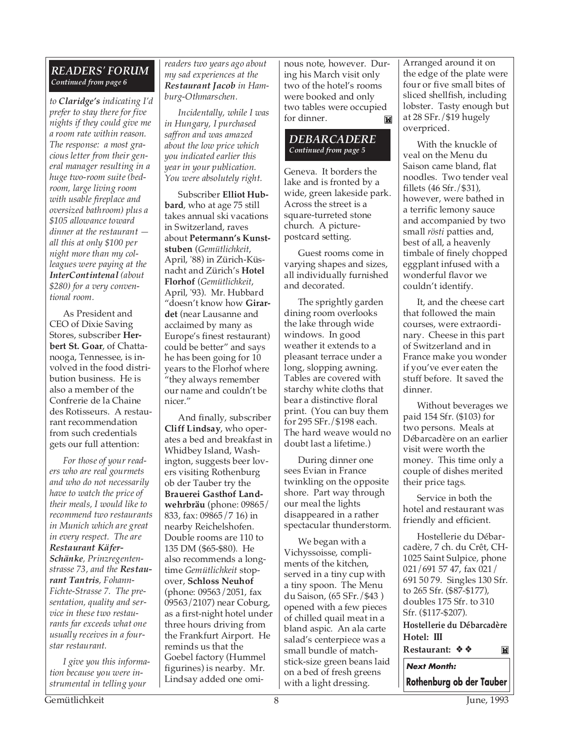## *READERS' FORUM*

*Continued from page 6*

*to **Claridge's** indicating I'd prefer to stay there for five nights if they could give me a room rate within reason. The response: a most gracious letter from their general manager resulting in a huge two-room suite (bedroom, large living room with usable fireplace and oversized bathroom) plus a $105 allowance toward dinner at the restaurant — all this at only $100 per night more than my colleagues were paying at the **InterContintenal** (about $280) for a very conventional room.*

As President and CEO of Dixie Saving Stores, subscriber **Herbert St. Goar**, of Chattanooga, Tennessee, is involved in the food distribution business. He is also a member of the Confrerie de la Chaine des Rotisseurs. A restaurant recommendation from such credentials gets our full attention:

*For those of your readers who are real gourmets and who do not necessarily have to watch the price of their meals, I would like to recommend two restaurants in Munich which are great in every respect. The are **Restaurant Käfer-Schänke**, Prinzregentenstrasse 73, and the **Restaurant Tantris**, Fohann-Fichte-Strasse 7. The presentation, quality and service in these two restaurants far exceeds what one usually receives in a four-star restaurant.*

*I give you this information because you were instrumental in telling your readers two years ago about my sad experiences at the **Restaurant Jacob** in Hamburg-Othmarschen.*

*Incidentally, while I was in Hungary, I purchased saffron and was amazed about the low price which you indicated earlier this year in your publication. You were absolutely right.*

Subscriber **Elliot Hubbard**, who at age 75 still takes annual ski vacations in Switzerland, raves about **Petermann's Kunststuben** (*Gemütlichkeit*, April, '88) in Zürich-Küsnacht and Zürich's **Hotel Florhof** (*Gemütlichkeit*, April, '93). Mr. Hubbard "doesn't know how **Girardet** (near Lausanne and acclaimed by many as Europe's finest restaurant) could be better" and says he has been going for 10 years to the Florhof where "they always remember our name and couldn't be nicer."

And finally, subscriber **Cliff Lindsay**, who operates a bed and breakfast in Whidbey Island, Washington, suggests beer lovers visiting Rothenburg ob der Tauber try the **Brauerei Gasthof Landwehrbräu** (phone: 09865/833, fax: 09865/7 16) in nearby Reichelshofen. Double rooms are 110 to 135 DM ($65-$80). He also recommends a longtime *Gemütlichkeit* stopover, **Schloss Neuhof** (phone: 09563/2051, fax 09563/2107) near Coburg, as a first-night hotel under three hours driving from the Frankfurt Airport. He reminds us that the Goebel factory (Hummel figurines) is nearby. Mr. Lindsay added one ominous note, however. During his March visit only two of the hotel's rooms were booked and only two tables were occupied for dinner.

## *DEBARCADERE*

*Continued from page 5*

Geneva. It borders the lake and is fronted by a wide, green lakeside park. Across the street is a square-turreted stone church. A picture-postcard setting.

Guest rooms come in varying shapes and sizes, all individually furnished and decorated.

The sprightly garden dining room overlooks the lake through wide windows. In good weather it extends to a pleasant terrace under a long, slopping awning. Tables are covered with starchy white cloths that bear a distinctive floral print. (You can buy them for 295 SFr./$198 each. The hard weave would no doubt last a lifetime.)

During dinner one sees Evian in France twinkling on the opposite shore. Part way through our meal the lights disappeared in a rather spectacular thunderstorm.

We began with a Vichyssoise, compliments of the kitchen, served in a tiny cup with a tiny spoon. The Menu du Saison, (65 SFr./$43 ) opened with a few pieces of chilled quail meat in a bland aspic. An ala carte salad's centerpiece was a small bundle of match-stick-size green beans laid on a bed of fresh greens with a light dressing. Arranged around it on the edge of the plate were four or five small bites of sliced shellfish, including lobster. Tasty enough but at 28 SFr./$19 hugely overpriced.

With the knuckle of veal on the Menu du Saison came bland, flat noodles. Two tender veal fillets (46 Sfr./$31), however, were bathed in a terrific lemony sauce and accompanied by two small *rösti* patties and, best of all, a heavenly timbale of finely chopped eggplant infused with a wonderful flavor we couldn't identify.

It, and the cheese cart that followed the main courses, were extraordinary. Cheese in this part of Switzerland and in France make you wonder if you've ever eaten the stuff before. It saved the dinner.

Without beverages we paid 154 Sfr. ($103) for two persons. Meals at Débarcadère on an earlier visit were worth the money. This time only a couple of dishes merited their price tags.

Service in both the hotel and restaurant was friendly and efficient.

Hostellerie du Débarcadère, 7 ch. du Crêt, CH-1025 Saint Sulpice, phone 021/691 57 47, fax 021/691 50 79. Singles 130 Sfr. to 265 Sfr. ($87-$177), doubles 175 Sfr. to 310 Sfr. ($117-$207).

**Hostellerie du Débarcadère**
**Hotel: III**
**Restaurant: ❖❖**

**Next Month:**
**Rothenburg ob der Tauber**